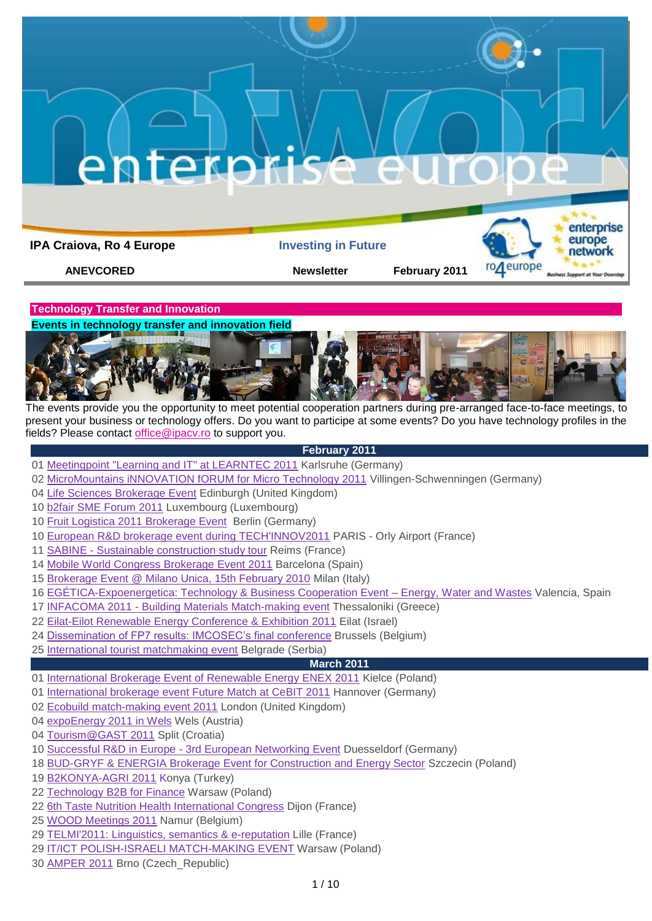**IPA Craiova, Ro 4 Europe** | **Investing in Future**

**ANEVCORED** | **Newsletter** | **February 2011**

## Technology Transfer and Innovation

### Events in technology transfer and innovation field

The events provide you the opportunity to meet potential cooperation partners during pre-arranged face-to-face meetings, to present your business or technology offers. Do you want to participe at some events? Do you have technology profiles in the fields? Please contact office@ipacv.ro to support you.

**February 2011**

- 01 Meetingpoint "Learning and IT" at LEARNTEC 2011 Karlsruhe (Germany)
- 02 MicroMountains iNNOVATION fORUM for Micro Technology 2011 Villingen-Schwenningen (Germany)
- 04 Life Sciences Brokerage Event Edinburgh (United Kingdom)
- 10 b2fair SME Forum 2011 Luxembourg (Luxembourg)
- 10 Fruit Logistica 2011 Brokerage Event Berlin (Germany)
- 10 European R&D brokerage event during TECH'INNOV2011 PARIS - Orly Airport (France)
- 11 SABINE - Sustainable construction study tour Reims (France)
- 14 Mobile World Congress Brokerage Event 2011 Barcelona (Spain)
- 15 Brokerage Event @ Milano Unica, 15th February 2010 Milan (Italy)
- 16 EGÉTICA-Expoenergetica: Technology & Business Cooperation Event – Energy, Water and Wastes Valencia, Spain
- 17 INFACOMA 2011 - Building Materials Match-making event Thessaloniki (Greece)
- 22 Eilat-Eilot Renewable Energy Conference & Exhibition 2011 Eilat (Israel)
- 24 Dissemination of FP7 results: IMCOSEC's final conference Brussels (Belgium)
- 25 International tourist matchmaking event Belgrade (Serbia)

**March 2011**

- 01 International Brokerage Event of Renewable Energy ENEX 2011 Kielce (Poland)
- 01 International brokerage event Future Match at CeBIT 2011 Hannover (Germany)
- 02 Ecobuild match-making event 2011 London (United Kingdom)
- 04 expoEnergy 2011 in Wels Wels (Austria)
- 04 Tourism@GAST 2011 Split (Croatia)
- 10 Successful R&D in Europe - 3rd European Networking Event Duesseldorf (Germany)
- 18 BUD-GRYF & ENERGIA Brokerage Event for Construction and Energy Sector Szczecin (Poland)
- 19 B2KONYA-AGRI 2011 Konya (Turkey)
- 22 Technology B2B for Finance Warsaw (Poland)
- 22 6th Taste Nutrition Health International Congress Dijon (France)
- 25 WOOD Meetings 2011 Namur (Belgium)
- 29 TELMI'2011: Linguistics, semantics & e-reputation Lille (France)
- 29 IT/ICT POLISH-ISRAELI MATCH-MAKING EVENT Warsaw (Poland)
- 30 AMPER 2011 Brno (Czech_Republic)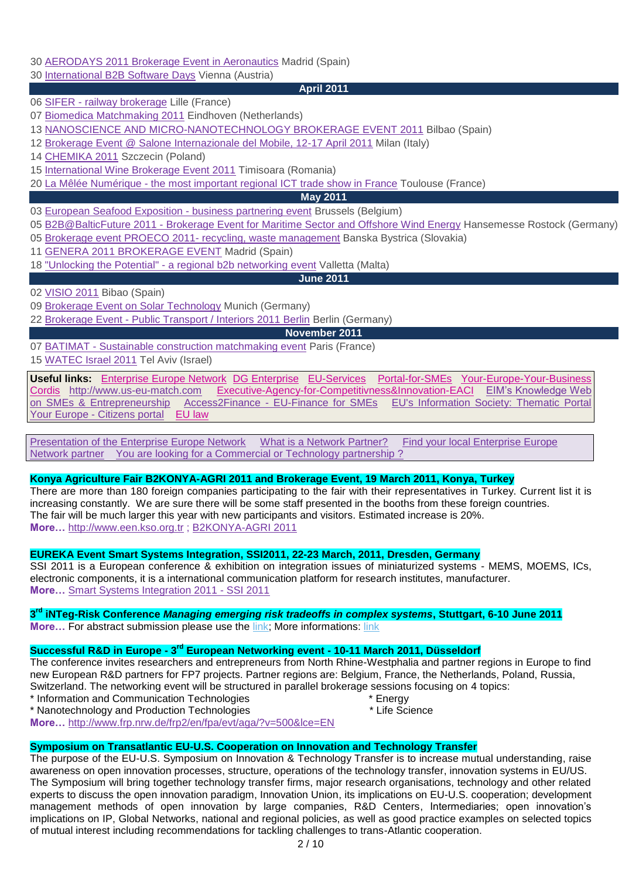30 AERODAYS 2011 Brokerage Event in Aeronautics Madrid (Spain)

30 International B2B Software Days Vienna (Austria)

**April 2011**

06 SIFER - railway brokerage Lille (France)

07 Biomedica Matchmaking 2011 Eindhoven (Netherlands)

13 NANOSCIENCE AND MICRO-NANOTECHNOLOGY BROKERAGE EVENT 2011 Bilbao (Spain)

12 Brokerage Event @ Salone Internazionale del Mobile, 12-17 April 2011 Milan (Italy)

14 CHEMIKA 2011 Szczecin (Poland)

15 International Wine Brokerage Event 2011 Timisoara (Romania)

20 La Mêlée Numérique - the most important regional ICT trade show in France Toulouse (France)

**May 2011**

03 European Seafood Exposition - business partnering event Brussels (Belgium)

05 B2B@BalticFuture 2011 - Brokerage Event for Maritime Sector and Offshore Wind Energy Hansemesse Rostock (Germany)

05 Brokerage event PROECO 2011- recycling, waste management Banska Bystrica (Slovakia)

11 GENERA 2011 BROKERAGE EVENT Madrid (Spain)

18 "Unlocking the Potential" - a regional b2b networking event Valletta (Malta)

**June 2011**

02 VISIO 2011 Bibao (Spain)

09 Brokerage Event on Solar Technology Munich (Germany)

22 Brokerage Event - Public Transport / Interiors 2011 Berlin Berlin (Germany)

**November 2011**

07 BATIMAT - Sustainable construction matchmaking event Paris (France)

15 WATEC Israel 2011 Tel Aviv (Israel)

**Useful links:** Enterprise Europe Network DG Enterprise EU-Services Portal-for-SMEs Your-Europe-Your-Business Cordis http://www.us-eu-match.com Executive-Agency-for-Competitivness&Innovation-EACI EIM's Knowledge Web on SMEs & Entrepreneurship Access2Finance - EU-Finance for SMEs EU's Information Society: Thematic Portal Your Europe - Citizens portal EU law

Presentation of the Enterprise Europe Network What is a Network Partner? Find your local Enterprise Europe Network partner You are looking for a Commercial or Technology partnership ?

**Konya Agriculture Fair B2KONYA-AGRI 2011 and Brokerage Event, 19 March 2011, Konya, Turkey**

There are more than 180 foreign companies participating to the fair with their representatives in Turkey. Current list it is increasing constantly. We are sure there will be some staff presented in the booths from these foreign countries.
The fair will be much larger this year with new participants and visitors. Estimated increase is 20%.

**More…** http://www.een.kso.org.tr ; B2KONYA-AGRI 2011

**EUREKA Event Smart Systems Integration, SSI2011, 22-23 March, 2011, Dresden, Germany**

SSI 2011 is a European conference & exhibition on integration issues of miniaturized systems - MEMS, MOEMS, ICs, electronic components, it is a international communication platform for research institutes, manufacturer.

**More…** Smart Systems Integration 2011 - SSI 2011

**3rd iNTeg-Risk Conference *Managing emerging risk tradeoffs in complex systems*, Stuttgart, 6-10 June 2011**

**More…** For abstract submission please use the link; More informations: link

**Successful R&D in Europe - 3rd European Networking event - 10-11 March 2011, Düsseldorf**

The conference invites researchers and entrepreneurs from North Rhine-Westphalia and partner regions in Europe to find new European R&D partners for FP7 projects. Partner regions are: Belgium, France, the Netherlands, Poland, Russia, Switzerland. The networking event will be structured in parallel brokerage sessions focusing on 4 topics:

* Information and Communication Technologies
* Nanotechnology and Production Technologies
* Energy
* Life Science

**More…** http://www.frp.nrw.de/frp2/en/fpa/evt/aga/?v=500&lce=EN

**Symposium on Transatlantic EU-U.S. Cooperation on Innovation and Technology Transfer**

The purpose of the EU-U.S. Symposium on Innovation & Technology Transfer is to increase mutual understanding, raise awareness on open innovation processes, structure, operations of the technology transfer, innovation systems in EU/US. The Symposium will bring together technology transfer firms, major research organisations, technology and other related experts to discuss the open innovation paradigm, Innovation Union, its implications on EU-U.S. cooperation; development management methods of open innovation by large companies, R&D Centers, Intermediaries; open innovation's implications on IP, Global Networks, national and regional policies, as well as good practice examples on selected topics of mutual interest including recommendations for tackling challenges to trans-Atlantic cooperation.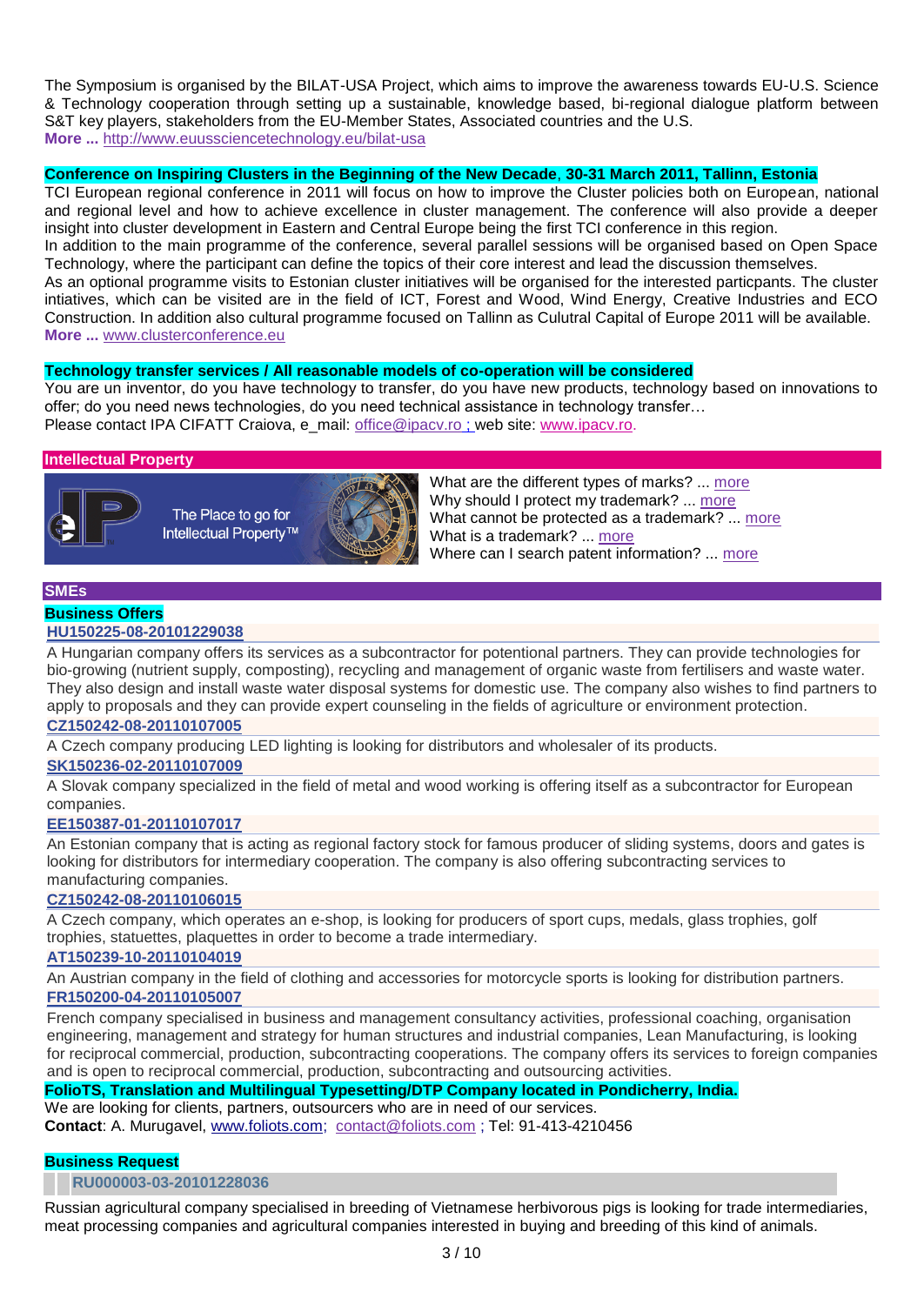The Symposium is organised by the BILAT-USA Project, which aims to improve the awareness towards EU-U.S. Science & Technology cooperation through setting up a sustainable, knowledge based, bi-regional dialogue platform between S&T key players, stakeholders from the EU-Member States, Associated countries and the U.S.
**More ...** http://www.euussciencetechnology.eu/bilat-usa

**Conference on Inspiring Clusters in the Beginning of the New Decade, 30-31 March 2011, Tallinn, Estonia**

TCI European regional conference in 2011 will focus on how to improve the Cluster policies both on European, national and regional level and how to achieve excellence in cluster management. The conference will also provide a deeper insight into cluster development in Eastern and Central Europe being the first TCI conference in this region.
In addition to the main programme of the conference, several parallel sessions will be organised based on Open Space Technology, where the participant can define the topics of their core interest and lead the discussion themselves.
As an optional programme visits to Estonian cluster initiatives will be organised for the interested particpants. The cluster intiatives, which can be visited are in the field of ICT, Forest and Wood, Wind Energy, Creative Industries and ECO Construction. In addition also cultural programme focused on Tallinn as Culutral Capital of Europe 2011 will be available.
**More ...** www.clusterconference.eu

**Technology transfer services / All reasonable models of co-operation will be considered**

You are un inventor, do you have technology to transfer, do you have new products, technology based on innovations to offer; do you need news technologies, do you need technical assistance in technology transfer…
Please contact IPA CIFATT Craiova, e_mail: office@ipacv.ro ; web site: www.ipacv.ro.

## Intellectual Property

The Place to go for Intellectual Property™

What are the different types of marks? ... more
Why should I protect my trademark? ... more
What cannot be protected as a trademark? ... more
What is a trademark? ... more
Where can I search patent information? ... more

## SMEs

### Business Offers

**HU150225-08-20101229038**

A Hungarian company offers its services as a subcontractor for potentional partners. They can provide technologies for bio-growing (nutrient supply, composting), recycling and management of organic waste from fertilisers and waste water. They also design and install waste water disposal systems for domestic use. The company also wishes to find partners to apply to proposals and they can provide expert counseling in the fields of agriculture or environment protection.

**CZ150242-08-20110107005**

A Czech company producing LED lighting is looking for distributors and wholesaler of its products.

**SK150236-02-20110107009**

A Slovak company specialized in the field of metal and wood working is offering itself as a subcontractor for European companies.

**EE150387-01-20110107017**

An Estonian company that is acting as regional factory stock for famous producer of sliding systems, doors and gates is looking for distributors for intermediary cooperation. The company is also offering subcontracting services to manufacturing companies.

**CZ150242-08-20110106015**

A Czech company, which operates an e-shop, is looking for producers of sport cups, medals, glass trophies, golf trophies, statuettes, plaquettes in order to become a trade intermediary.

**AT150239-10-20110104019**

An Austrian company in the field of clothing and accessories for motorcycle sports is looking for distribution partners.

**FR150200-04-20110105007**

French company specialised in business and management consultancy activities, professional coaching, organisation engineering, management and strategy for human structures and industrial companies, Lean Manufacturing, is looking for reciprocal commercial, production, subcontracting cooperations. The company offers its services to foreign companies and is open to reciprocal commercial, production, subcontracting and outsourcing activities.

**FolioTS, Translation and Multilingual Typesetting/DTP Company located in Pondicherry, India.**

We are looking for clients, partners, outsourcers who are in need of our services.
**Contact**: A. Murugavel, www.foliots.com; contact@foliots.com ; Tel: 91-413-4210456

### Business Request

**RU000003-03-20101228036**

Russian agricultural company specialised in breeding of Vietnamese herbivorous pigs is looking for trade intermediaries, meat processing companies and agricultural companies interested in buying and breeding of this kind of animals.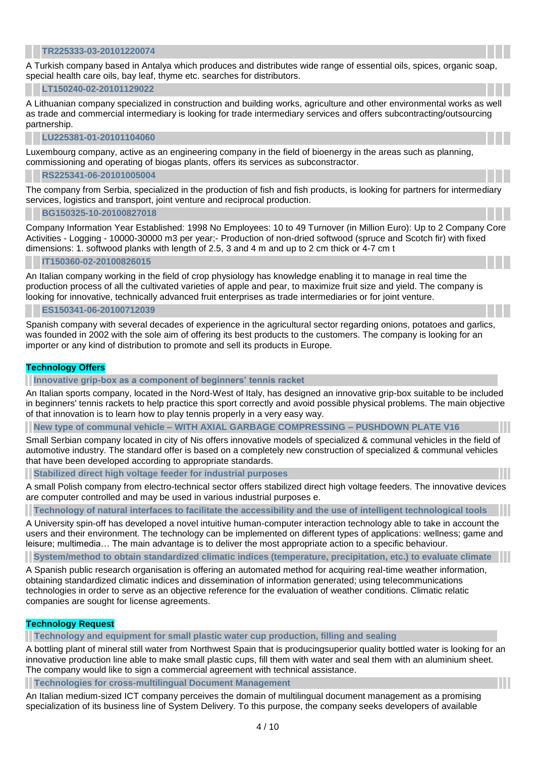**TR225333-03-20101220074**

A Turkish company based in Antalya which produces and distributes wide range of essential oils, spices, organic soap, special health care oils, bay leaf, thyme etc. searches for distributors.

**LT150240-02-20101129022**

A Lithuanian company specialized in construction and building works, agriculture and other environmental works as well as trade and commercial intermediary is looking for trade intermediary services and offers subcontracting/outsourcing partnership.

**LU225381-01-20101104060**

Luxembourg company, active as an engineering company in the field of bioenergy in the areas such as planning, commissioning and operating of biogas plants, offers its services as subconstractor.

**RS225341-06-20101005004**

The company from Serbia, specialized in the production of fish and fish products, is looking for partners for intermediary services, logistics and transport, joint venture and reciprocal production.

**BG150325-10-20100827018**

Company Information Year Established: 1998 No Employees: 10 to 49 Turnover (in Million Euro): Up to 2 Company Core Activities - Logging - 10000-30000 m3 per year;- Production of non-dried softwood (spruce and Scotch fir) with fixed dimensions: 1. softwood planks with length of 2.5, 3 and 4 m and up to 2 cm thick or 4-7 cm t

**IT150360-02-20100826015**

An Italian company working in the field of crop physiology has knowledge enabling it to manage in real time the production process of all the cultivated varieties of apple and pear, to maximize fruit size and yield. The company is looking for innovative, technically advanced fruit enterprises as trade intermediaries or for joint venture.

**ES150341-06-20100712039**

Spanish company with several decades of experience in the agricultural sector regarding onions, potatoes and garlics, was founded in 2002 with the sole aim of offering its best products to the customers. The company is looking for an importer or any kind of distribution to promote and sell its products in Europe.

## Technology Offers

**Innovative grip-box as a component of beginners' tennis racket**

An Italian sports company, located in the Nord-West of Italy, has designed an innovative grip-box suitable to be included in beginners' tennis rackets to help practice this sport correctly and avoid possible physical problems. The main objective of that innovation is to learn how to play tennis properly in a very easy way.

**New type of communal vehicle – WITH AXIAL GARBAGE COMPRESSING – PUSHDOWN PLATE V16**

Small Serbian company located in city of Nis offers innovative models of specialized & communal vehicles in the field of automotive industry. The standard offer is based on a completely new construction of specialized & communal vehicles that have been developed according to appropriate standards.

**Stabilized direct high voltage feeder for industrial purposes**

A small Polish company from electro-technical sector offers stabilized direct high voltage feeders. The innovative devices are computer controlled and may be used in various industrial purposes e.

**Technology of natural interfaces to facilitate the accessibility and the use of intelligent technological tools**

A University spin-off has developed a novel intuitive human-computer interaction technology able to take in account the users and their environment. The technology can be implemented on different types of applications: wellness; game and leisure; multimedia… The main advantage is to deliver the most appropriate action to a specific behaviour.

**System/method to obtain standardized climatic indices (temperature, precipitation, etc.) to evaluate climate**

A Spanish public research organisation is offering an automated method for acquiring real-time weather information, obtaining standardized climatic indices and dissemination of information generated; using telecommunications technologies in order to serve as an objective reference for the evaluation of weather conditions. Climatic relatic companies are sought for license agreements.

## Technology Request

**Technology and equipment for small plastic water cup production, filling and sealing**

A bottling plant of mineral still water from Northwest Spain that is producingsuperior quality bottled water is looking for an innovative production line able to make small plastic cups, fill them with water and seal them with an aluminium sheet. The company would like to sign a commercial agreement with technical assistance.

**Technologies for cross-multilingual Document Management**

An Italian medium-sized ICT company perceives the domain of multilingual document management as a promising specialization of its business line of System Delivery. To this purpose, the company seeks developers of available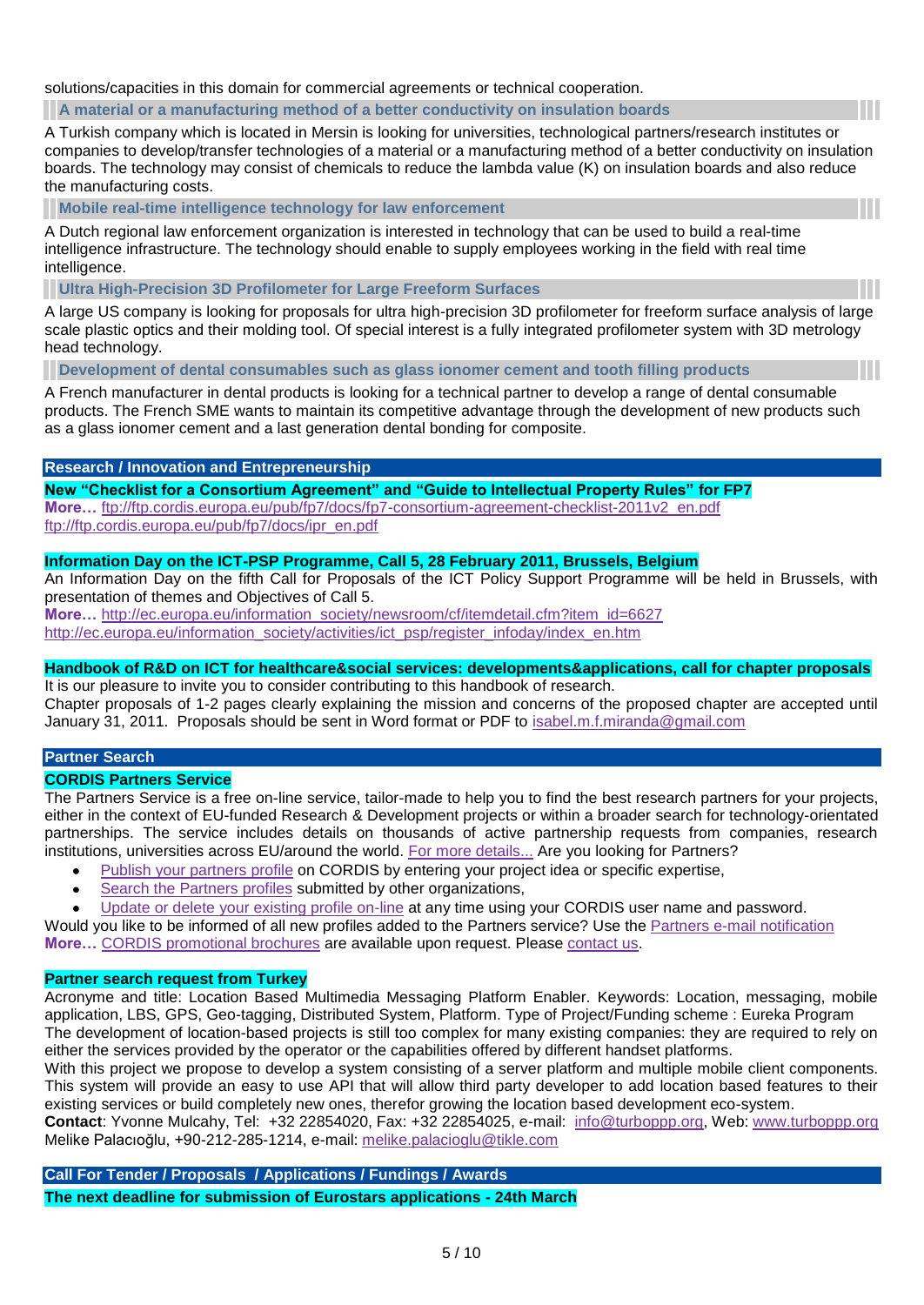solutions/capacities in this domain for commercial agreements or technical cooperation.

### A material or a manufacturing method of a better conductivity on insulation boards

A Turkish company which is located in Mersin is looking for universities, technological partners/research institutes or companies to develop/transfer technologies of a material or a manufacturing method of a better conductivity on insulation boards. The technology may consist of chemicals to reduce the lambda value (K) on insulation boards and also reduce the manufacturing costs.

### Mobile real-time intelligence technology for law enforcement

A Dutch regional law enforcement organization is interested in technology that can be used to build a real-time intelligence infrastructure. The technology should enable to supply employees working in the field with real time intelligence.

### Ultra High-Precision 3D Profilometer for Large Freeform Surfaces

A large US company is looking for proposals for ultra high-precision 3D profilometer for freeform surface analysis of large scale plastic optics and their molding tool. Of special interest is a fully integrated profilometer system with 3D metrology head technology.

### Development of dental consumables such as glass ionomer cement and tooth filling products

A French manufacturer in dental products is looking for a technical partner to develop a range of dental consumable products. The French SME wants to maintain its competitive advantage through the development of new products such as a glass ionomer cement and a last generation dental bonding for composite.

## Research / Innovation and Entrepreneurship

**New "Checklist for a Consortium Agreement" and "Guide to Intellectual Property Rules" for FP7**

**More…** ftp://ftp.cordis.europa.eu/pub/fp7/docs/fp7-consortium-agreement-checklist-2011v2_en.pdf
ftp://ftp.cordis.europa.eu/pub/fp7/docs/ipr_en.pdf

**Information Day on the ICT-PSP Programme, Call 5, 28 February 2011, Brussels, Belgium**

An Information Day on the fifth Call for Proposals of the ICT Policy Support Programme will be held in Brussels, with presentation of themes and Objectives of Call 5.

**More…** http://ec.europa.eu/information_society/newsroom/cf/itemdetail.cfm?item_id=6627
http://ec.europa.eu/information_society/activities/ict_psp/register_infoday/index_en.htm

**Handbook of R&D on ICT for healthcare&social services: developments&applications, call for chapter proposals**

It is our pleasure to invite you to consider contributing to this handbook of research.
Chapter proposals of 1-2 pages clearly explaining the mission and concerns of the proposed chapter are accepted until January 31, 2011. Proposals should be sent in Word format or PDF to isabel.m.f.miranda@gmail.com

## Partner Search

**CORDIS Partners Service**

The Partners Service is a free on-line service, tailor-made to help you to find the best research partners for your projects, either in the context of EU-funded Research & Development projects or within a broader search for technology-orientated partnerships. The service includes details on thousands of active partnership requests from companies, research institutions, universities across EU/around the world. For more details... Are you looking for Partners?

- Publish your partners profile on CORDIS by entering your project idea or specific expertise,
- Search the Partners profiles submitted by other organizations,
- Update or delete your existing profile on-line at any time using your CORDIS user name and password.

Would you like to be informed of all new profiles added to the Partners service? Use the Partners e-mail notification
**More…** CORDIS promotional brochures are available upon request. Please contact us.

**Partner search request from Turkey**

Acronyme and title: Location Based Multimedia Messaging Platform Enabler. Keywords: Location, messaging, mobile application, LBS, GPS, Geo-tagging, Distributed System, Platform. Type of Project/Funding scheme : Eureka Program
The development of location-based projects is still too complex for many existing companies: they are required to rely on either the services provided by the operator or the capabilities offered by different handset platforms.
With this project we propose to develop a system consisting of a server platform and multiple mobile client components. This system will provide an easy to use API that will allow third party developer to add location based features to their existing services or build completely new ones, therefor growing the location based development eco-system.
**Contact**: Yvonne Mulcahy, Tel: +32 22854020, Fax: +32 22854025, e-mail: info@turboppp.org, Web: www.turboppp.org
Melike Palacıoğlu, +90-212-285-1214, e-mail: melike.palacioglu@tikle.com

## Call For Tender / Proposals / Applications / Fundings / Awards

**The next deadline for submission of Eurostars applications - 24th March**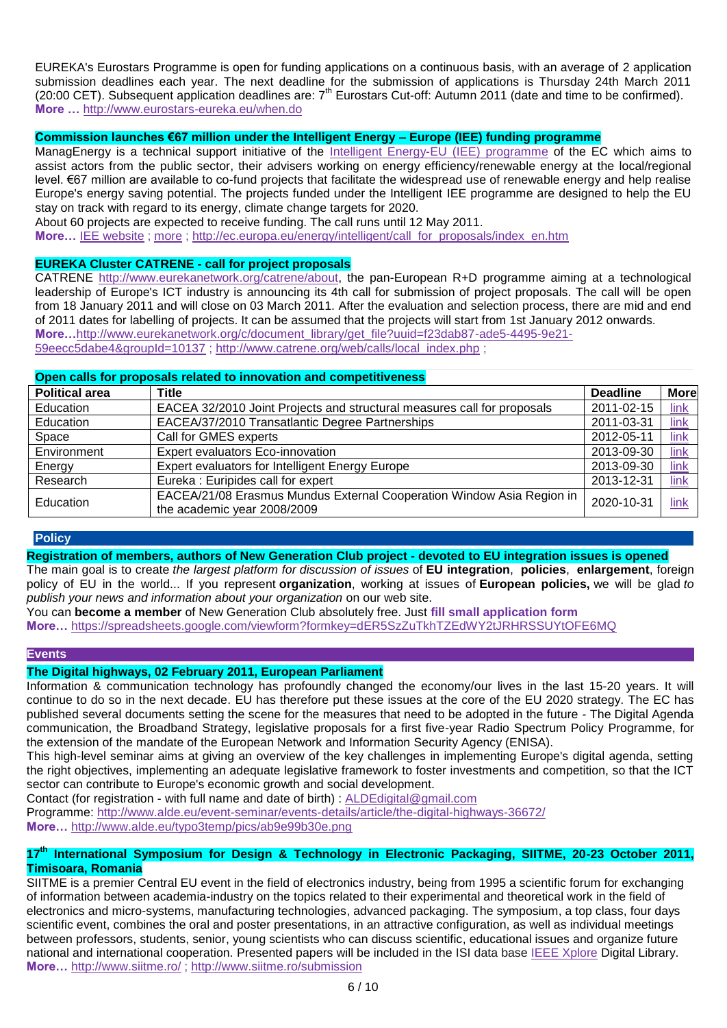EUREKA's Eurostars Programme is open for funding applications on a continuous basis, with an average of 2 application submission deadlines each year. The next deadline for the submission of applications is Thursday 24th March 2011 (20:00 CET). Subsequent application deadlines are: 7th Eurostars Cut-off: Autumn 2011 (date and time to be confirmed). **More …** http://www.eurostars-eureka.eu/when.do

**Commission launches €67 million under the Intelligent Energy – Europe (IEE) funding programme**

ManagEnergy is a technical support initiative of the Intelligent Energy-EU (IEE) programme of the EC which aims to assist actors from the public sector, their advisers working on energy efficiency/renewable energy at the local/regional level. €67 million are available to co-fund projects that facilitate the widespread use of renewable energy and help realise Europe's energy saving potential. The projects funded under the Intelligent IEE programme are designed to help the EU stay on track with regard to its energy, climate change targets for 2020.

About 60 projects are expected to receive funding. The call runs until 12 May 2011.

**More…** IEE website ; more ; http://ec.europa.eu/energy/intelligent/call_for_proposals/index_en.htm

**EUREKA Cluster CATRENE - call for project proposals**

CATRENE http://www.eurekanetwork.org/catrene/about, the pan-European R+D programme aiming at a technological leadership of Europe's ICT industry is announcing its 4th call for submission of project proposals. The call will be open from 18 January 2011 and will close on 03 March 2011. After the evaluation and selection process, there are mid and end of 2011 dates for labelling of projects. It can be assumed that the projects will start from 1st January 2012 onwards.

**More…**http://www.eurekanetwork.org/c/document_library/get_file?uuid=f23dab87-ade5-4495-9e21-59eecc5dabe4&groupId=10137 ; http://www.catrene.org/web/calls/local_index.php ;

**Open calls for proposals related to innovation and competitiveness**

| Political area | Title | Deadline | More |
|---|---|---|---|
| Education | EACEA 32/2010 Joint Projects and structural measures call for proposals | 2011-02-15 | link |
| Education | EACEA/37/2010 Transatlantic Degree Partnerships | 2011-03-31 | link |
| Space | Call for GMES experts | 2012-05-11 | link |
| Environment | Expert evaluators Eco-innovation | 2013-09-30 | link |
| Energy | Expert evaluators for Intelligent Energy Europe | 2013-09-30 | link |
| Research | Eureka : Euripides call for expert | 2013-12-31 | link |
| Education | EACEA/21/08 Erasmus Mundus External Cooperation Window Asia Region in the academic year 2008/2009 | 2020-10-31 | link |

## Policy

**Registration of members, authors of New Generation Club project - devoted to EU integration issues is opened**

The main goal is to create *the largest platform for discussion of issues* of **EU integration**, **policies**, **enlargement**, foreign policy of EU in the world... If you represent **organization**, working at issues of **European policies,** we will be glad *to publish your news and information about your organization* on our web site.

You can **become a member** of New Generation Club absolutely free. Just **fill small application form**

**More…** https://spreadsheets.google.com/viewform?formkey=dER5SzZuTkhTZEdWY2tJRHRSSUYtOFE6MQ

## Events

**The Digital highways, 02 February 2011, European Parliament**

Information & communication technology has profoundly changed the economy/our lives in the last 15-20 years. It will continue to do so in the next decade. EU has therefore put these issues at the core of the EU 2020 strategy. The EC has published several documents setting the scene for the measures that need to be adopted in the future - The Digital Agenda communication, the Broadband Strategy, legislative proposals for a first five-year Radio Spectrum Policy Programme, for the extension of the mandate of the European Network and Information Security Agency (ENISA).

This high-level seminar aims at giving an overview of the key challenges in implementing Europe's digital agenda, setting the right objectives, implementing an adequate legislative framework to foster investments and competition, so that the ICT sector can contribute to Europe's economic growth and social development.

Contact (for registration - with full name and date of birth) : ALDEdigital@gmail.com

Programme: http://www.alde.eu/event-seminar/events-details/article/the-digital-highways-36672/

**More…** http://www.alde.eu/typo3temp/pics/ab9e99b30e.png

**17th International Symposium for Design & Technology in Electronic Packaging, SIITME, 20-23 October 2011, Timisoara, Romania**

SIITME is a premier Central EU event in the field of electronics industry, being from 1995 a scientific forum for exchanging of information between academia-industry on the topics related to their experimental and theoretical work in the field of electronics and micro-systems, manufacturing technologies, advanced packaging. The symposium, a top class, four days scientific event, combines the oral and poster presentations, in an attractive configuration, as well as individual meetings between professors, students, senior, young scientists who can discuss scientific, educational issues and organize future national and international cooperation. Presented papers will be included in the ISI data base IEEE Xplore Digital Library.

**More…** http://www.siitme.ro/ ; http://www.siitme.ro/submission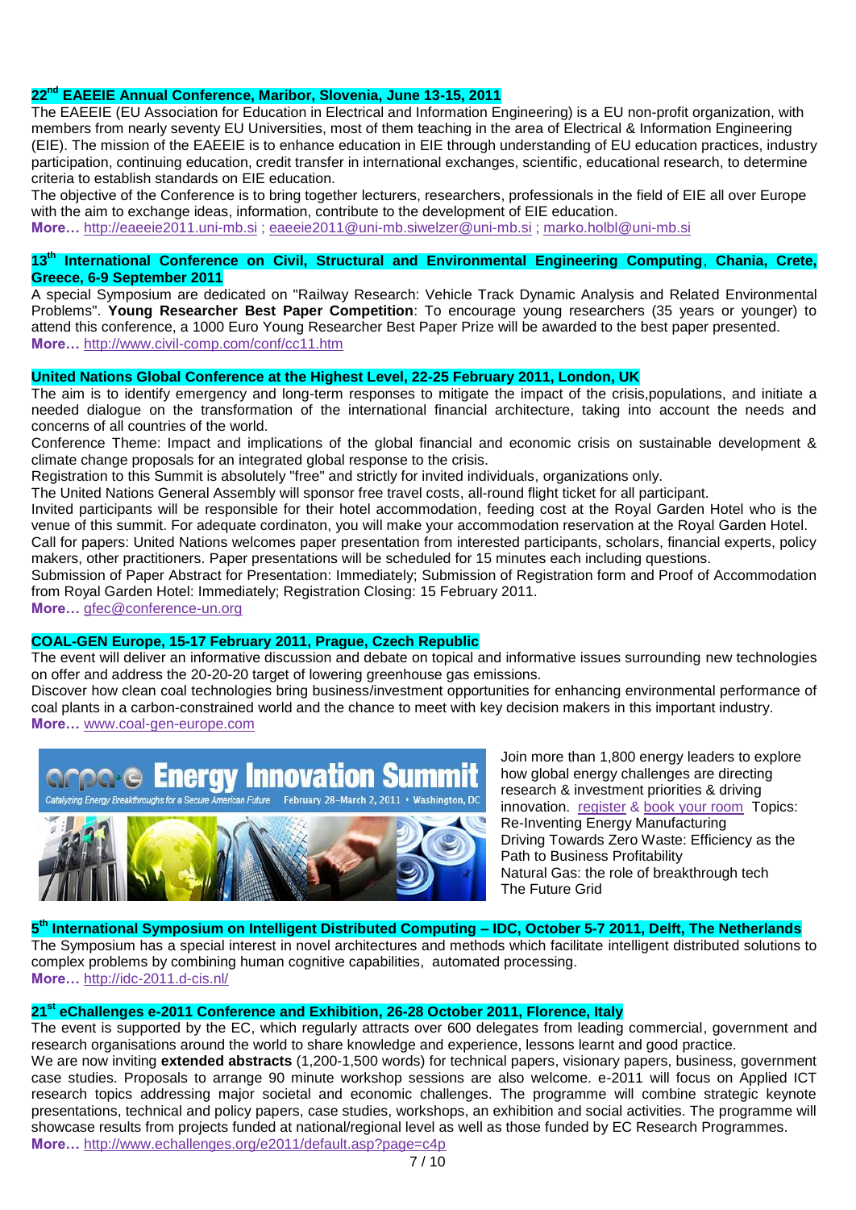### 22nd EAEEIE Annual Conference, Maribor, Slovenia, June 13-15, 2011

The EAEEIE (EU Association for Education in Electrical and Information Engineering) is a EU non-profit organization, with members from nearly seventy EU Universities, most of them teaching in the area of Electrical & Information Engineering (EIE). The mission of the EAEEIE is to enhance education in EIE through understanding of EU education practices, industry participation, continuing education, credit transfer in international exchanges, scientific, educational research, to determine criteria to establish standards on EIE education.

The objective of the Conference is to bring together lecturers, researchers, professionals in the field of EIE all over Europe with the aim to exchange ideas, information, contribute to the development of EIE education.

**More…** http://eaeeie2011.uni-mb.si ; eaeeie2011@uni-mb.siwelzer@uni-mb.si ; marko.holbl@uni-mb.si

### 13th International Conference on Civil, Structural and Environmental Engineering Computing, Chania, Crete, Greece, 6-9 September 2011

A special Symposium are dedicated on "Railway Research: Vehicle Track Dynamic Analysis and Related Environmental Problems". **Young Researcher Best Paper Competition**: To encourage young researchers (35 years or younger) to attend this conference, a 1000 Euro Young Researcher Best Paper Prize will be awarded to the best paper presented.

**More…** http://www.civil-comp.com/conf/cc11.htm

### United Nations Global Conference at the Highest Level, 22-25 February 2011, London, UK

The aim is to identify emergency and long-term responses to mitigate the impact of the crisis,populations, and initiate a needed dialogue on the transformation of the international financial architecture, taking into account the needs and concerns of all countries of the world.

Conference Theme: Impact and implications of the global financial and economic crisis on sustainable development & climate change proposals for an integrated global response to the crisis.

Registration to this Summit is absolutely "free" and strictly for invited individuals, organizations only.

The United Nations General Assembly will sponsor free travel costs, all-round flight ticket for all participant.

Invited participants will be responsible for their hotel accommodation, feeding cost at the Royal Garden Hotel who is the venue of this summit. For adequate cordinaton, you will make your accommodation reservation at the Royal Garden Hotel.

Call for papers: United Nations welcomes paper presentation from interested participants, scholars, financial experts, policy makers, other practitioners. Paper presentations will be scheduled for 15 minutes each including questions.

Submission of Paper Abstract for Presentation: Immediately; Submission of Registration form and Proof of Accommodation from Royal Garden Hotel: Immediately; Registration Closing: 15 February 2011.

**More…** gfec@conference-un.org

### COAL-GEN Europe, 15-17 February 2011, Prague, Czech Republic

The event will deliver an informative discussion and debate on topical and informative issues surrounding new technologies on offer and address the 20-20-20 target of lowering greenhouse gas emissions.

Discover how clean coal technologies bring business/investment opportunities for enhancing environmental performance of coal plants in a carbon-constrained world and the chance to meet with key decision makers in this important industry.

**More…** www.coal-gen-europe.com

arpa-e Energy Innovation Summit — Catalyzing Energy Breakthroughs for a Secure American Future — February 28–March 2, 2011 • Washington, DC

Join more than 1,800 energy leaders to explore how global energy challenges are directing research & investment priorities & driving innovation. register & book your room Topics:

Re-Inventing Energy Manufacturing
Driving Towards Zero Waste: Efficiency as the Path to Business Profitability
Natural Gas: the role of breakthrough tech
The Future Grid

### 5th International Symposium on Intelligent Distributed Computing – IDC, October 5-7 2011, Delft, The Netherlands

The Symposium has a special interest in novel architectures and methods which facilitate intelligent distributed solutions to complex problems by combining human cognitive capabilities, automated processing.

**More…** http://idc-2011.d-cis.nl/

### 21st eChallenges e-2011 Conference and Exhibition, 26-28 October 2011, Florence, Italy

The event is supported by the EC, which regularly attracts over 600 delegates from leading commercial, government and research organisations around the world to share knowledge and experience, lessons learnt and good practice.

We are now inviting **extended abstracts** (1,200-1,500 words) for technical papers, visionary papers, business, government case studies. Proposals to arrange 90 minute workshop sessions are also welcome. e-2011 will focus on Applied ICT research topics addressing major societal and economic challenges. The programme will combine strategic keynote presentations, technical and policy papers, case studies, workshops, an exhibition and social activities. The programme will showcase results from projects funded at national/regional level as well as those funded by EC Research Programmes.

**More…** http://www.echallenges.org/e2011/default.asp?page=c4p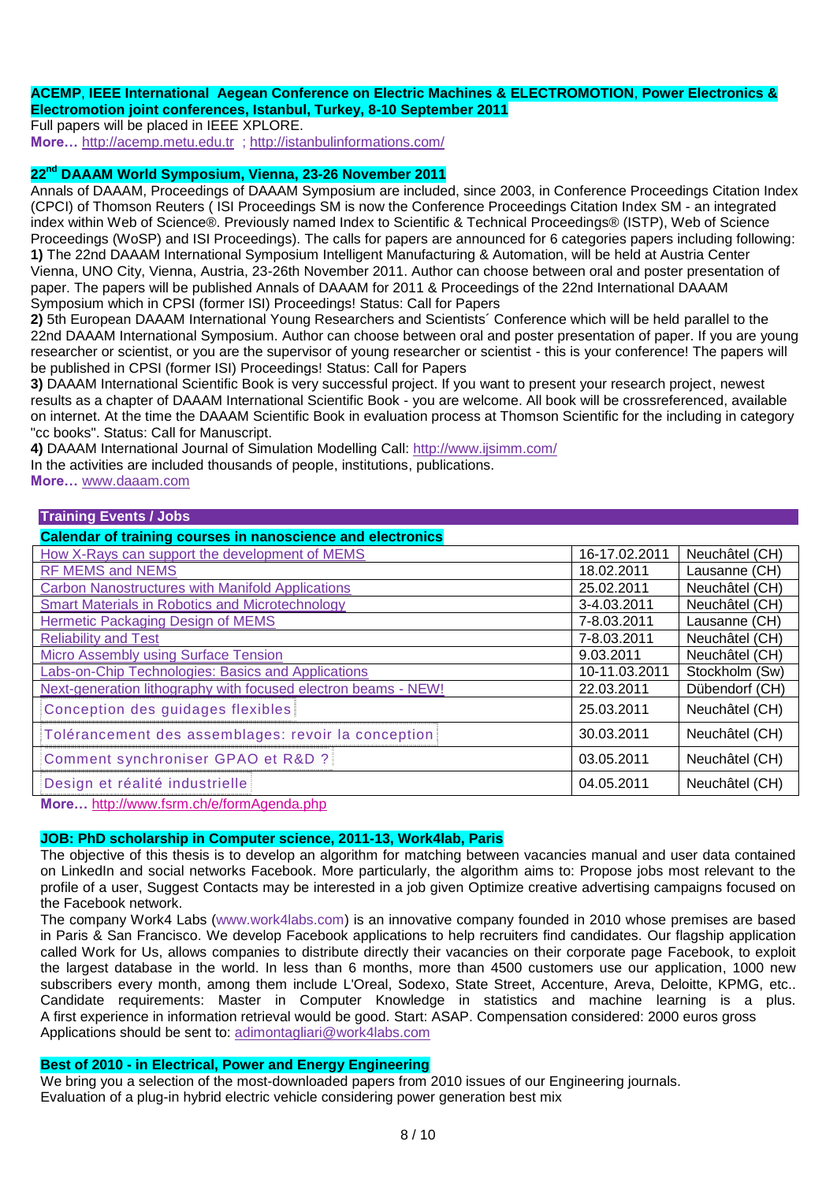**ACEMP, IEEE International Aegean Conference on Electric Machines & ELECTROMOTION, Power Electronics & Electromotion joint conferences, Istanbul, Turkey, 8-10 September 2011**

Full papers will be placed in IEEE XPLORE.

**More…** http://acemp.metu.edu.tr ; http://istanbulinformations.com/

**22nd DAAAM World Symposium, Vienna, 23-26 November 2011**

Annals of DAAAM, Proceedings of DAAAM Symposium are included, since 2003, in Conference Proceedings Citation Index (CPCI) of Thomson Reuters ( ISI Proceedings SM is now the Conference Proceedings Citation Index SM - an integrated index within Web of Science®. Previously named Index to Scientific & Technical Proceedings® (ISTP), Web of Science Proceedings (WoSP) and ISI Proceedings). The calls for papers are announced for 6 categories papers including following:

**1)** The 22nd DAAAM International Symposium Intelligent Manufacturing & Automation, will be held at Austria Center Vienna, UNO City, Vienna, Austria, 23-26th November 2011. Author can choose between oral and poster presentation of paper. The papers will be published Annals of DAAAM for 2011 & Proceedings of the 22nd International DAAAM Symposium which in CPSI (former ISI) Proceedings! Status: Call for Papers

**2)** 5th European DAAAM International Young Researchers and Scientists´ Conference which will be held parallel to the 22nd DAAAM International Symposium. Author can choose between oral and poster presentation of paper. If you are young researcher or scientist, or you are the supervisor of young researcher or scientist - this is your conference! The papers will be published in CPSI (former ISI) Proceedings! Status: Call for Papers

**3)** DAAAM International Scientific Book is very successful project. If you want to present your research project, newest results as a chapter of DAAAM International Scientific Book - you are welcome. All book will be crossreferenced, available on internet. At the time the DAAAM Scientific Book in evaluation process at Thomson Scientific for the including in category "cc books". Status: Call for Manuscript.

**4)** DAAAM International Journal of Simulation Modelling Call: http://www.ijsimm.com/

In the activities are included thousands of people, institutions, publications.

**More…** www.daaam.com

## Training Events / Jobs

**Calendar of training courses in nanoscience and electronics**

| Course | Date | Location |
|---|---|---|
| How X-Rays can support the development of MEMS | 16-17.02.2011 | Neuchâtel (CH) |
| RF MEMS and NEMS | 18.02.2011 | Lausanne (CH) |
| Carbon Nanostructures with Manifold Applications | 25.02.2011 | Neuchâtel (CH) |
| Smart Materials in Robotics and Microtechnology | 3-4.03.2011 | Neuchâtel (CH) |
| Hermetic Packaging Design of MEMS | 7-8.03.2011 | Lausanne (CH) |
| Reliability and Test | 7-8.03.2011 | Neuchâtel (CH) |
| Micro Assembly using Surface Tension | 9.03.2011 | Neuchâtel (CH) |
| Labs-on-Chip Technologies: Basics and Applications | 10-11.03.2011 | Stockholm (Sw) |
| Next-generation lithography with focused electron beams - NEW! | 22.03.2011 | Dübendorf (CH) |
| Conception des guidages flexibles | 25.03.2011 | Neuchâtel (CH) |
| Tolérancement des assemblages: revoir la conception | 30.03.2011 | Neuchâtel (CH) |
| Comment synchroniser GPAO et R&D ? | 03.05.2011 | Neuchâtel (CH) |
| Design et réalité industrielle | 04.05.2011 | Neuchâtel (CH) |

**More…** http://www.fsrm.ch/e/formAgenda.php

**JOB: PhD scholarship in Computer science, 2011-13, Work4lab, Paris**

The objective of this thesis is to develop an algorithm for matching between vacancies manual and user data contained on LinkedIn and social networks Facebook. More particularly, the algorithm aims to: Propose jobs most relevant to the profile of a user, Suggest Contacts may be interested in a job given Optimize creative advertising campaigns focused on the Facebook network.

The company Work4 Labs (www.work4labs.com) is an innovative company founded in 2010 whose premises are based in Paris & San Francisco. We develop Facebook applications to help recruiters find candidates. Our flagship application called Work for Us, allows companies to distribute directly their vacancies on their corporate page Facebook, to exploit the largest database in the world. In less than 6 months, more than 4500 customers use our application, 1000 new subscribers every month, among them include L'Oreal, Sodexo, State Street, Accenture, Areva, Deloitte, KPMG, etc.. Candidate requirements: Master in Computer Knowledge in statistics and machine learning is a plus. A first experience in information retrieval would be good. Start: ASAP. Compensation considered: 2000 euros gross

Applications should be sent to: adimontagliari@work4labs.com

**Best of 2010 - in Electrical, Power and Energy Engineering**

We bring you a selection of the most-downloaded papers from 2010 issues of our Engineering journals.

Evaluation of a plug-in hybrid electric vehicle considering power generation best mix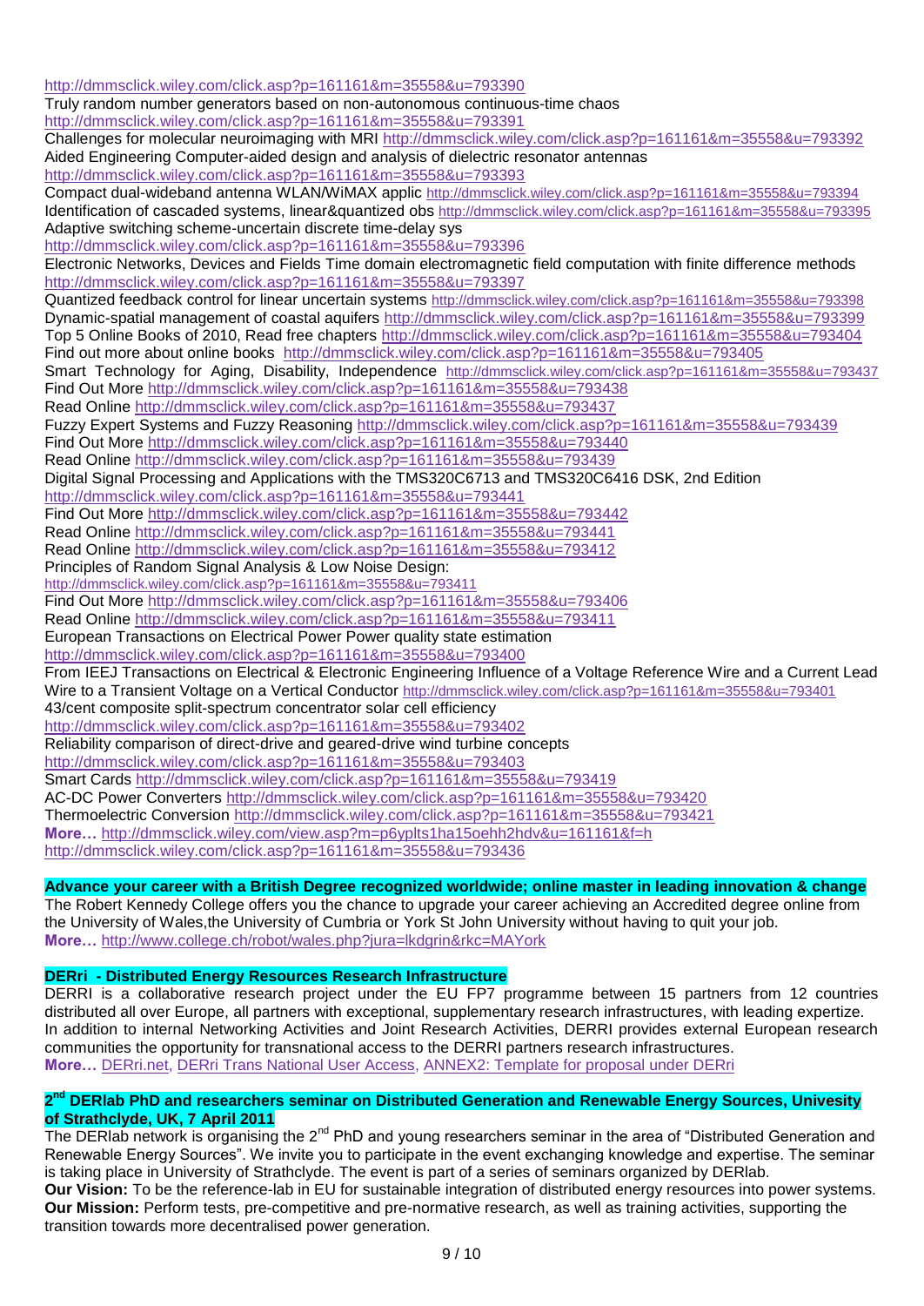http://dmmsclick.wiley.com/click.asp?p=161161&m=35558&u=793390
Truly random number generators based on non-autonomous continuous-time chaos
http://dmmsclick.wiley.com/click.asp?p=161161&m=35558&u=793391
Challenges for molecular neuroimaging with MRI http://dmmsclick.wiley.com/click.asp?p=161161&m=35558&u=793392
Aided Engineering Computer-aided design and analysis of dielectric resonator antennas
http://dmmsclick.wiley.com/click.asp?p=161161&m=35558&u=793393
Compact dual-wideband antenna WLAN/WiMAX applic http://dmmsclick.wiley.com/click.asp?p=161161&m=35558&u=793394
Identification of cascaded systems, linear&quantized obs http://dmmsclick.wiley.com/click.asp?p=161161&m=35558&u=793395
Adaptive switching scheme-uncertain discrete time-delay sys
http://dmmsclick.wiley.com/click.asp?p=161161&m=35558&u=793396
Electronic Networks, Devices and Fields Time domain electromagnetic field computation with finite difference methods
http://dmmsclick.wiley.com/click.asp?p=161161&m=35558&u=793397
Quantized feedback control for linear uncertain systems http://dmmsclick.wiley.com/click.asp?p=161161&m=35558&u=793398
Dynamic-spatial management of coastal aquifers http://dmmsclick.wiley.com/click.asp?p=161161&m=35558&u=793399
Top 5 Online Books of 2010, Read free chapters http://dmmsclick.wiley.com/click.asp?p=161161&m=35558&u=793404
Find out more about online books http://dmmsclick.wiley.com/click.asp?p=161161&m=35558&u=793405
Smart Technology for Aging, Disability, Independence http://dmmsclick.wiley.com/click.asp?p=161161&m=35558&u=793437
Find Out More http://dmmsclick.wiley.com/click.asp?p=161161&m=35558&u=793438
Read Online http://dmmsclick.wiley.com/click.asp?p=161161&m=35558&u=793437
Fuzzy Expert Systems and Fuzzy Reasoning http://dmmsclick.wiley.com/click.asp?p=161161&m=35558&u=793439
Find Out More http://dmmsclick.wiley.com/click.asp?p=161161&m=35558&u=793440
Read Online http://dmmsclick.wiley.com/click.asp?p=161161&m=35558&u=793439
Digital Signal Processing and Applications with the TMS320C6713 and TMS320C6416 DSK, 2nd Edition
http://dmmsclick.wiley.com/click.asp?p=161161&m=35558&u=793441
Find Out More http://dmmsclick.wiley.com/click.asp?p=161161&m=35558&u=793442
Read Online http://dmmsclick.wiley.com/click.asp?p=161161&m=35558&u=793441
Read Online http://dmmsclick.wiley.com/click.asp?p=161161&m=35558&u=793412
Principles of Random Signal Analysis & Low Noise Design:
http://dmmsclick.wiley.com/click.asp?p=161161&m=35558&u=793411
Find Out More http://dmmsclick.wiley.com/click.asp?p=161161&m=35558&u=793406
Read Online http://dmmsclick.wiley.com/click.asp?p=161161&m=35558&u=793411
European Transactions on Electrical Power Power quality state estimation
http://dmmsclick.wiley.com/click.asp?p=161161&m=35558&u=793400
From IEEJ Transactions on Electrical & Electronic Engineering Influence of a Voltage Reference Wire and a Current Lead Wire to a Transient Voltage on a Vertical Conductor http://dmmsclick.wiley.com/click.asp?p=161161&m=35558&u=793401
43/cent composite split-spectrum concentrator solar cell efficiency
http://dmmsclick.wiley.com/click.asp?p=161161&m=35558&u=793402
Reliability comparison of direct-drive and geared-drive wind turbine concepts
http://dmmsclick.wiley.com/click.asp?p=161161&m=35558&u=793403
Smart Cards http://dmmsclick.wiley.com/click.asp?p=161161&m=35558&u=793419
AC-DC Power Converters http://dmmsclick.wiley.com/click.asp?p=161161&m=35558&u=793420
Thermoelectric Conversion http://dmmsclick.wiley.com/click.asp?p=161161&m=35558&u=793421
**More…** http://dmmsclick.wiley.com/view.asp?m=p6yplts1ha15oehh2hdv&u=161161&f=h
http://dmmsclick.wiley.com/click.asp?p=161161&m=35558&u=793436

**Advance your career with a British Degree recognized worldwide; online master in leading innovation & change**

The Robert Kennedy College offers you the chance to upgrade your career achieving an Accredited degree online from the University of Wales,the University of Cumbria or York St John University without having to quit your job.
**More…** http://www.college.ch/robot/wales.php?jura=lkdgrin&rkc=MAYork

**DERri - Distributed Energy Resources Research Infrastructure**

DERRI is a collaborative research project under the EU FP7 programme between 15 partners from 12 countries distributed all over Europe, all partners with exceptional, supplementary research infrastructures, with leading expertize. In addition to internal Networking Activities and Joint Research Activities, DERRI provides external European research communities the opportunity for transnational access to the DERRI partners research infrastructures.
**More…** DERri.net, DERri Trans National User Access, ANNEX2: Template for proposal under DERri

**2nd DERlab PhD and researchers seminar on Distributed Generation and Renewable Energy Sources, Univesity of Strathclyde, UK, 7 April 2011**

The DERlab network is organising the 2nd PhD and young researchers seminar in the area of "Distributed Generation and Renewable Energy Sources". We invite you to participate in the event exchanging knowledge and expertise. The seminar is taking place in University of Strathclyde. The event is part of a series of seminars organized by DERlab.
**Our Vision:** To be the reference-lab in EU for sustainable integration of distributed energy resources into power systems.
**Our Mission:** Perform tests, pre-competitive and pre-normative research, as well as training activities, supporting the transition towards more decentralised power generation.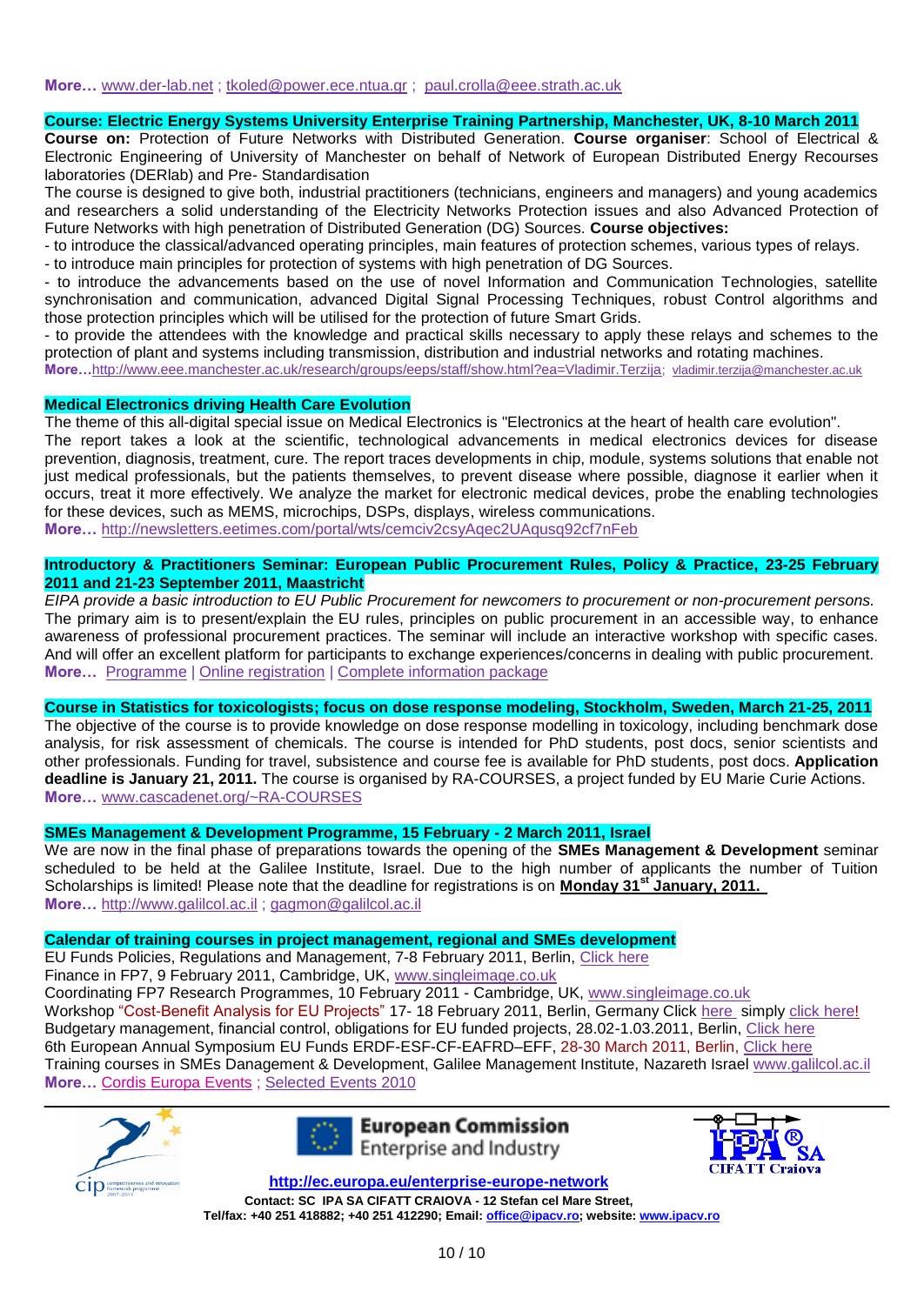**More…** www.der-lab.net ; tkoled@power.ece.ntua.gr ; paul.crolla@eee.strath.ac.uk

**Course: Electric Energy Systems University Enterprise Training Partnership, Manchester, UK, 8-10 March 2011**

**Course on:** Protection of Future Networks with Distributed Generation. **Course organiser**: School of Electrical & Electronic Engineering of University of Manchester on behalf of Network of European Distributed Energy Recourses laboratories (DERlab) and Pre- Standardisation

The course is designed to give both, industrial practitioners (technicians, engineers and managers) and young academics and researchers a solid understanding of the Electricity Networks Protection issues and also Advanced Protection of Future Networks with high penetration of Distributed Generation (DG) Sources. **Course objectives:**

- to introduce the classical/advanced operating principles, main features of protection schemes, various types of relays.
- to introduce main principles for protection of systems with high penetration of DG Sources.
- to introduce the advancements based on the use of novel Information and Communication Technologies, satellite synchronisation and communication, advanced Digital Signal Processing Techniques, robust Control algorithms and those protection principles which will be utilised for the protection of future Smart Grids.
- to provide the attendees with the knowledge and practical skills necessary to apply these relays and schemes to the protection of plant and systems including transmission, distribution and industrial networks and rotating machines.

**More…**http://www.eee.manchester.ac.uk/research/groups/eeps/staff/show.html?ea=Vladimir.Terzija; vladimir.terzija@manchester.ac.uk

**Medical Electronics driving Health Care Evolution**

The theme of this all-digital special issue on Medical Electronics is "Electronics at the heart of health care evolution".
The report takes a look at the scientific, technological advancements in medical electronics devices for disease prevention, diagnosis, treatment, cure. The report traces developments in chip, module, systems solutions that enable not just medical professionals, but the patients themselves, to prevent disease where possible, diagnose it earlier when it occurs, treat it more effectively. We analyze the market for electronic medical devices, probe the enabling technologies for these devices, such as MEMS, microchips, DSPs, displays, wireless communications.

**More…** http://newsletters.eetimes.com/portal/wts/cemciv2csyAqec2UAqusq92cf7nFeb

**Introductory & Practitioners Seminar: European Public Procurement Rules, Policy & Practice, 23-25 February 2011 and 21-23 September 2011, Maastricht**

*EIPA provide a basic introduction to EU Public Procurement for newcomers to procurement or non-procurement persons.* The primary aim is to present/explain the EU rules, principles on public procurement in an accessible way, to enhance awareness of professional procurement practices. The seminar will include an interactive workshop with specific cases. And will offer an excellent platform for participants to exchange experiences/concerns in dealing with public procurement.

**More…** Programme | Online registration | Complete information package

**Course in Statistics for toxicologists; focus on dose response modeling, Stockholm, Sweden, March 21-25, 2011**

The objective of the course is to provide knowledge on dose response modelling in toxicology, including benchmark dose analysis, for risk assessment of chemicals. The course is intended for PhD students, post docs, senior scientists and other professionals. Funding for travel, subsistence and course fee is available for PhD students, post docs. **Application deadline is January 21, 2011.** The course is organised by RA-COURSES, a project funded by EU Marie Curie Actions.

**More…** www.cascadenet.org/~RA-COURSES

**SMEs Management & Development Programme, 15 February - 2 March 2011, Israel**

We are now in the final phase of preparations towards the opening of the **SMEs Management & Development** seminar scheduled to be held at the Galilee Institute, Israel. Due to the high number of applicants the number of Tuition Scholarships is limited! Please note that the deadline for registrations is on **Monday 31st January, 2011.**

**More…** http://www.galilcol.ac.il ; gagmon@galilcol.ac.il

**Calendar of training courses in project management, regional and SMEs development**

EU Funds Policies, Regulations and Management, 7-8 February 2011, Berlin, Click here
Finance in FP7, 9 February 2011, Cambridge, UK, www.singleimage.co.uk
Coordinating FP7 Research Programmes, 10 February 2011 - Cambridge, UK, www.singleimage.co.uk
Workshop "Cost-Benefit Analysis for EU Projects" 17- 18 February 2011, Berlin, Germany Click here simply click here!
Budgetary management, financial control, obligations for EU funded projects, 28.02-1.03.2011, Berlin, Click here
6th European Annual Symposium EU Funds ERDF-ESF-CF-EAFRD–EFF, 28-30 March 2011, Berlin, Click here
Training courses in SMEs Danagement & Development, Galilee Management Institute, Nazareth Israel www.galilcol.ac.il

**More…** Cordis Europa Events ; Selected Events 2010

European Commission
Enterprise and Industry

**http://ec.europa.eu/enterprise-europe-network**

**Contact: SC IPA SA CIFATT CRAIOVA - 12 Stefan cel Mare Street,**
**Tel/fax: +40 251 418882; +40 251 412290; Email: office@ipacv.ro; website: www.ipacv.ro**